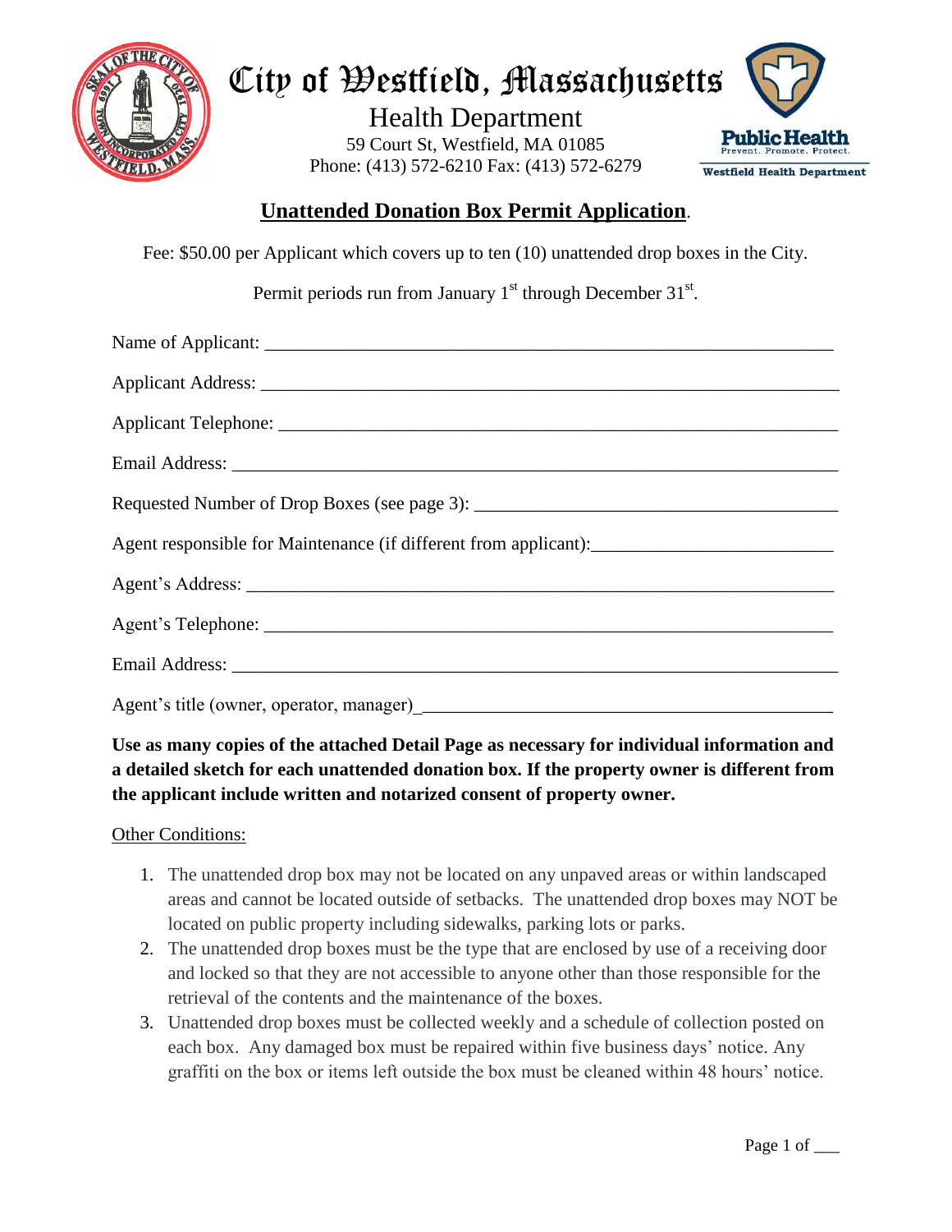# City of Westfield, Massachusetts

## Health Department

59 Court St, Westfield, MA 01085
Phone: (413) 572-6210 Fax: (413) 572-6279

Public Health
Prevent. Promote. Protect.
Westfield Health Department

## Unattended Donation Box Permit Application.

Fee: $50.00 per Applicant which covers up to ten (10) unattended drop boxes in the City.

Permit periods run from January 1st through December 31st.

Name of Applicant: ___________________________________________________________

Applicant Address: ___________________________________________________________

Applicant Telephone: _________________________________________________________

Email Address: _______________________________________________________________

Requested Number of Drop Boxes (see page 3): _______________________________________

Agent responsible for Maintenance (if different from applicant):___________________________

Agent's Address: _____________________________________________________________

Agent's Telephone: ___________________________________________________________

Email Address: _______________________________________________________________

Agent's title (owner, operator, manager)_____________________________________________

**Use as many copies of the attached Detail Page as necessary for individual information and a detailed sketch for each unattended donation box. If the property owner is different from the applicant include written and notarized consent of property owner.**

Other Conditions:

1. The unattended drop box may not be located on any unpaved areas or within landscaped areas and cannot be located outside of setbacks. The unattended drop boxes may NOT be located on public property including sidewalks, parking lots or parks.
2. The unattended drop boxes must be the type that are enclosed by use of a receiving door and locked so that they are not accessible to anyone other than those responsible for the retrieval of the contents and the maintenance of the boxes.
3. Unattended drop boxes must be collected weekly and a schedule of collection posted on each box. Any damaged box must be repaired within five business days' notice. Any graffiti on the box or items left outside the box must be cleaned within 48 hours' notice.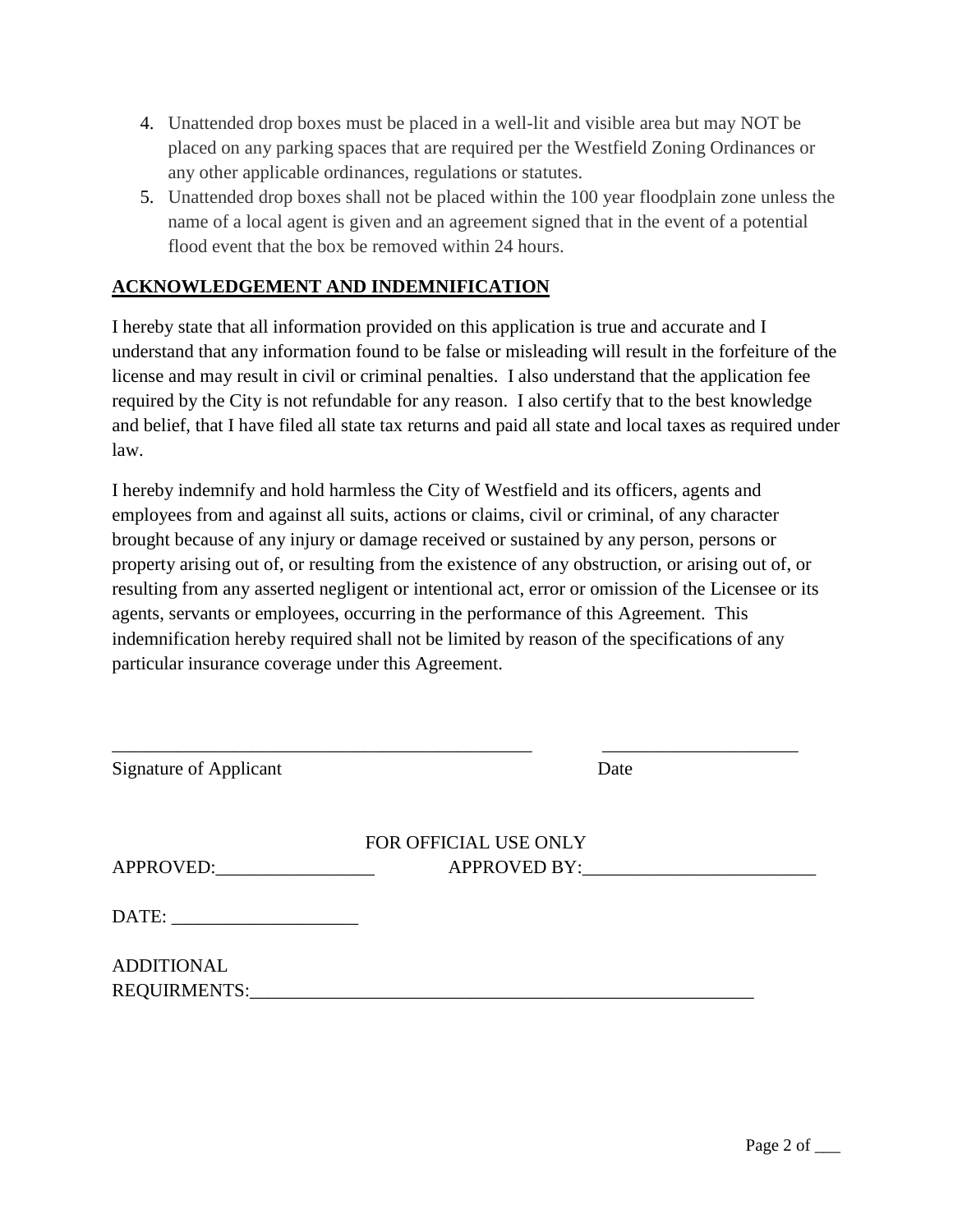4. Unattended drop boxes must be placed in a well-lit and visible area but may NOT be placed on any parking spaces that are required per the Westfield Zoning Ordinances or any other applicable ordinances, regulations or statutes.
5. Unattended drop boxes shall not be placed within the 100 year floodplain zone unless the name of a local agent is given and an agreement signed that in the event of a potential flood event that the box be removed within 24 hours.

**ACKNOWLEDGEMENT AND INDEMNIFICATION**

I hereby state that all information provided on this application is true and accurate and I understand that any information found to be false or misleading will result in the forfeiture of the license and may result in civil or criminal penalties. I also understand that the application fee required by the City is not refundable for any reason. I also certify that to the best knowledge and belief, that I have filed all state tax returns and paid all state and local taxes as required under law.

I hereby indemnify and hold harmless the City of Westfield and its officers, agents and employees from and against all suits, actions or claims, civil or criminal, of any character brought because of any injury or damage received or sustained by any person, persons or property arising out of, or resulting from the existence of any obstruction, or arising out of, or resulting from any asserted negligent or intentional act, error or omission of the Licensee or its agents, servants or employees, occurring in the performance of this Agreement. This indemnification hereby required shall not be limited by reason of the specifications of any particular insurance coverage under this Agreement.

_______________________________________________ _____________________

Signature of Applicant Date

FOR OFFICIAL USE ONLY

APPROVED:_________________ APPROVED BY:_________________________

DATE: ____________________

ADDITIONAL REQUIRMENTS:________________________________________________________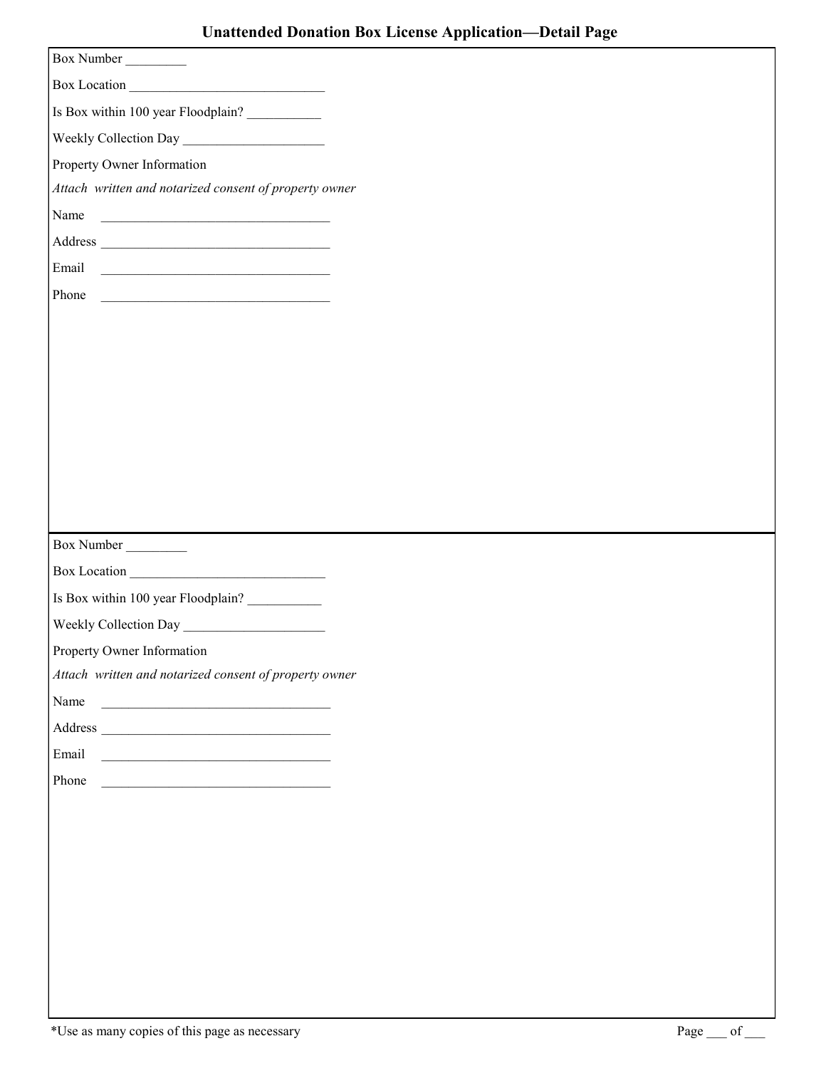## Unattended Donation Box License Application—Detail Page

Box Number _________

Box Location ______________________________

Is Box within 100 year Floodplain? ___________

Weekly Collection Day _____________________

Property Owner Information

*Attach written and notarized consent of property owner*

Name ___________________________________

Address ___________________________________

Email ___________________________________

Phone ___________________________________

---

Box Number _________

Box Location ______________________________

Is Box within 100 year Floodplain? ___________

Weekly Collection Day _____________________

Property Owner Information

*Attach written and notarized consent of property owner*

Name ___________________________________

Address ___________________________________

Email ___________________________________

Phone ___________________________________

*Use as many copies of this page as necessary

Page ___ of ___